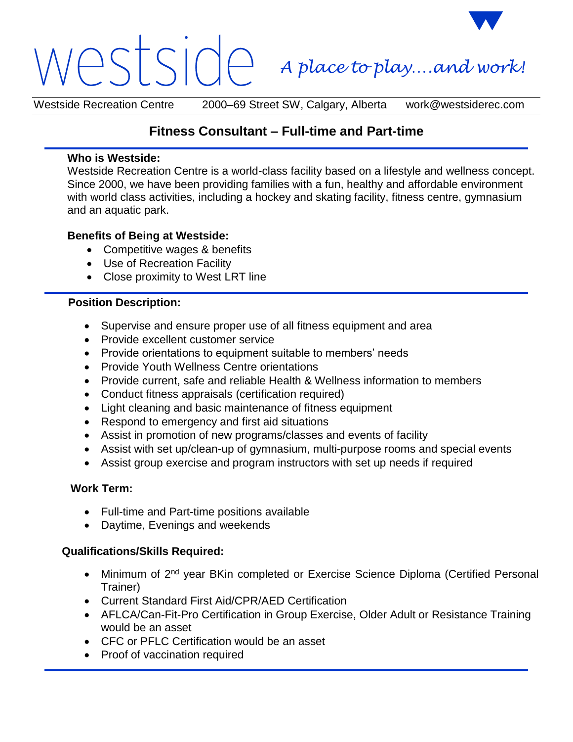# westside *A place to play….and work!*

Westside Recreation Centre 2000–69 Street SW, Calgary, Alberta work@westsiderec.com

## Fitness Consultant – Full-time and Part-time

**Who is Westside:**

Westside Recreation Centre is a world-class facility based on a lifestyle and wellness concept. Since 2000, we have been providing families with a fun, healthy and affordable environment with world class activities, including a hockey and skating facility, fitness centre, gymnasium and an aquatic park.

**Benefits of Being at Westside:**

- Competitive wages & benefits
- Use of Recreation Facility
- Close proximity to West LRT line

**Position Description:**

- Supervise and ensure proper use of all fitness equipment and area
- Provide excellent customer service
- Provide orientations to equipment suitable to members' needs
- Provide Youth Wellness Centre orientations
- Provide current, safe and reliable Health & Wellness information to members
- Conduct fitness appraisals (certification required)
- Light cleaning and basic maintenance of fitness equipment
- Respond to emergency and first aid situations
- Assist in promotion of new programs/classes and events of facility
- Assist with set up/clean-up of gymnasium, multi-purpose rooms and special events
- Assist group exercise and program instructors with set up needs if required

**Work Term:**

- Full-time and Part-time positions available
- Daytime, Evenings and weekends

**Qualifications/Skills Required:**

- Minimum of 2nd year BKin completed or Exercise Science Diploma (Certified Personal Trainer)
- Current Standard First Aid/CPR/AED Certification
- AFLCA/Can-Fit-Pro Certification in Group Exercise, Older Adult or Resistance Training would be an asset
- CFC or PFLC Certification would be an asset
- Proof of vaccination required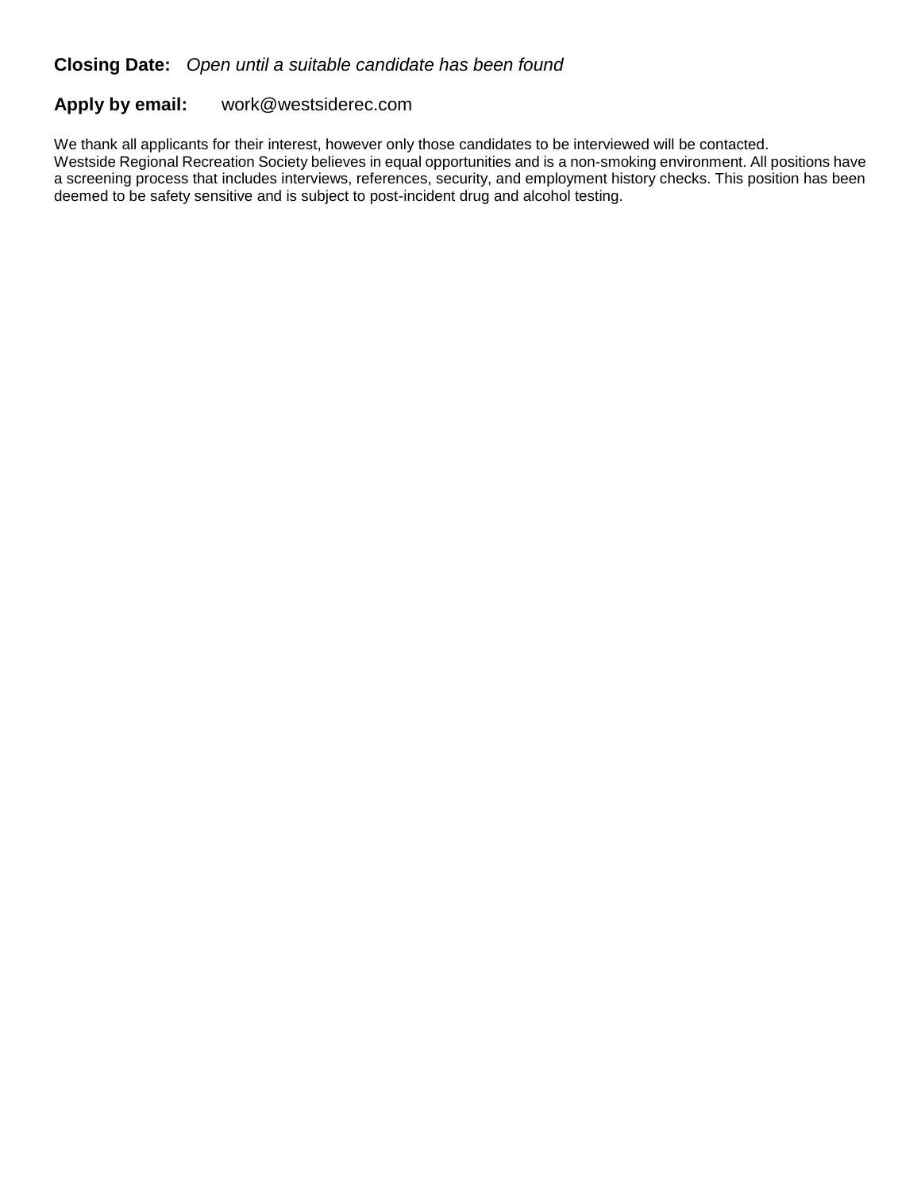**Closing Date:** *Open until a suitable candidate has been found*

**Apply by email:** work@westsiderec.com

We thank all applicants for their interest, however only those candidates to be interviewed will be contacted.
Westside Regional Recreation Society believes in equal opportunities and is a non-smoking environment. All positions have a screening process that includes interviews, references, security, and employment history checks. This position has been deemed to be safety sensitive and is subject to post-incident drug and alcohol testing.